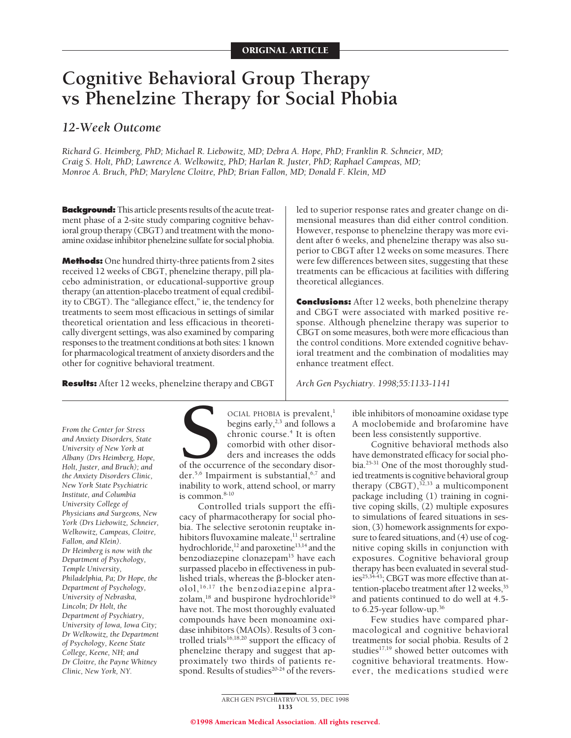ORIGINAL ARTICLE

# Cognitive Behavioral Group Therapy vs Phenelzine Therapy for Social Phobia

## 12-Week Outcome

*Richard G. Heimberg, PhD; Michael R. Liebowitz, MD; Debra A. Hope, PhD; Franklin R. Schneier, MD; Craig S. Holt, PhD; Lawrence A. Welkowitz, PhD; Harlan R. Juster, PhD; Raphael Campeas, MD; Monroe A. Bruch, PhD; Marylene Cloitre, PhD; Brian Fallon, MD; Donald F. Klein, MD*

**Background:** This article presents results of the acute treatment phase of a 2-site study comparing cognitive behavioral group therapy (CBGT) and treatment with the monoamine oxidase inhibitor phenelzine sulfate for social phobia.

**Methods:** One hundred thirty-three patients from 2 sites received 12 weeks of CBGT, phenelzine therapy, pill placebo administration, or educational-supportive group therapy (an attention-placebo treatment of equal credibility to CBGT). The "allegiance effect," ie, the tendency for treatments to seem most efficacious in settings of similar theoretical orientation and less efficacious in theoretically divergent settings, was also examined by comparing responses to the treatment conditions at both sites: 1 known for pharmacological treatment of anxiety disorders and the other for cognitive behavioral treatment.

**Results:** After 12 weeks, phenelzine therapy and CBGT led to superior response rates and greater change on dimensional measures than did either control condition. However, response to phenelzine therapy was more evident after 6 weeks, and phenelzine therapy was also superior to CBGT after 12 weeks on some measures. There were few differences between sites, suggesting that these treatments can be efficacious at facilities with differing theoretical allegiances.

**Conclusions:** After 12 weeks, both phenelzine therapy and CBGT were associated with marked positive response. Although phenelzine therapy was superior to CBGT on some measures, both were more efficacious than the control conditions. More extended cognitive behavioral treatment and the combination of modalities may enhance treatment effect.

*Arch Gen Psychiatry. 1998;55:1133-1141*

*From the Center for Stress and Anxiety Disorders, State University of New York at Albany (Drs Heimberg, Hope, Holt, Juster, and Bruch); and the Anxiety Disorders Clinic, New York State Psychiatric Institute, and Columbia University College of Physicians and Surgeons, New York (Drs Liebowitz, Schneier, Welkowitz, Campeas, Cloitre, Fallon, and Klein). Dr Heimberg is now with the Department of Psychology, Temple University, Philadelphia, Pa; Dr Hope, the Department of Psychology, University of Nebraska, Lincoln; Dr Holt, the Department of Psychiatry, University of Iowa, Iowa City; Dr Welkowitz, the Department of Psychology, Keene State College, Keene, NH; and Dr Cloitre, the Payne Whitney Clinic, New York, NY.*

SOCIAL PHOBIA is prevalent,[1] begins early,[2,3] and follows a chronic course.[4] It is often comorbid with other disorders and increases the odds of the occurrence of the secondary disorder.[5,6] Impairment is substantial,[6,7] and inability to work, attend school, or marry is common.[8-10]

Controlled trials support the efficacy of pharmacotherapy for social phobia. The selective serotonin reuptake inhibitors fluvoxamine maleate,[11] sertraline hydrochloride,[12] and paroxetine[13,14] and the benzodiazepine clonazepam[15] have each surpassed placebo in effectiveness in published trials, whereas the β-blocker atenolol,[16,17] the benzodiazepine alprazolam,[18] and buspirone hydrochloride[19] have not. The most thoroughly evaluated compounds have been monoamine oxidase inhibitors (MAOIs). Results of 3 controlled trials[16,18,20] support the efficacy of phenelzine therapy and suggest that approximately two thirds of patients respond. Results of studies[20-24] of the reversible inhibitors of monoamine oxidase type A moclobemide and brofaromine have been less consistently supportive.

Cognitive behavioral methods also have demonstrated efficacy for social phobia.[25-31] One of the most thoroughly studied treatments is cognitive behavioral group therapy (CBGT),[32,33] a multicomponent package including (1) training in cognitive coping skills, (2) multiple exposures to simulations of feared situations in session, (3) homework assignments for exposure to feared situations, and (4) use of cognitive coping skills in conjunction with exposures. Cognitive behavioral group therapy has been evaluated in several studies[25,34-43]; CBGT was more effective than attention-placebo treatment after 12 weeks,[35] and patients continued to do well at 4.5- to 6.25-year follow-up.[36]

Few studies have compared pharmacological and cognitive behavioral treatments for social phobia. Results of 2 studies[17,19] showed better outcomes with cognitive behavioral treatments. However, the medications studied were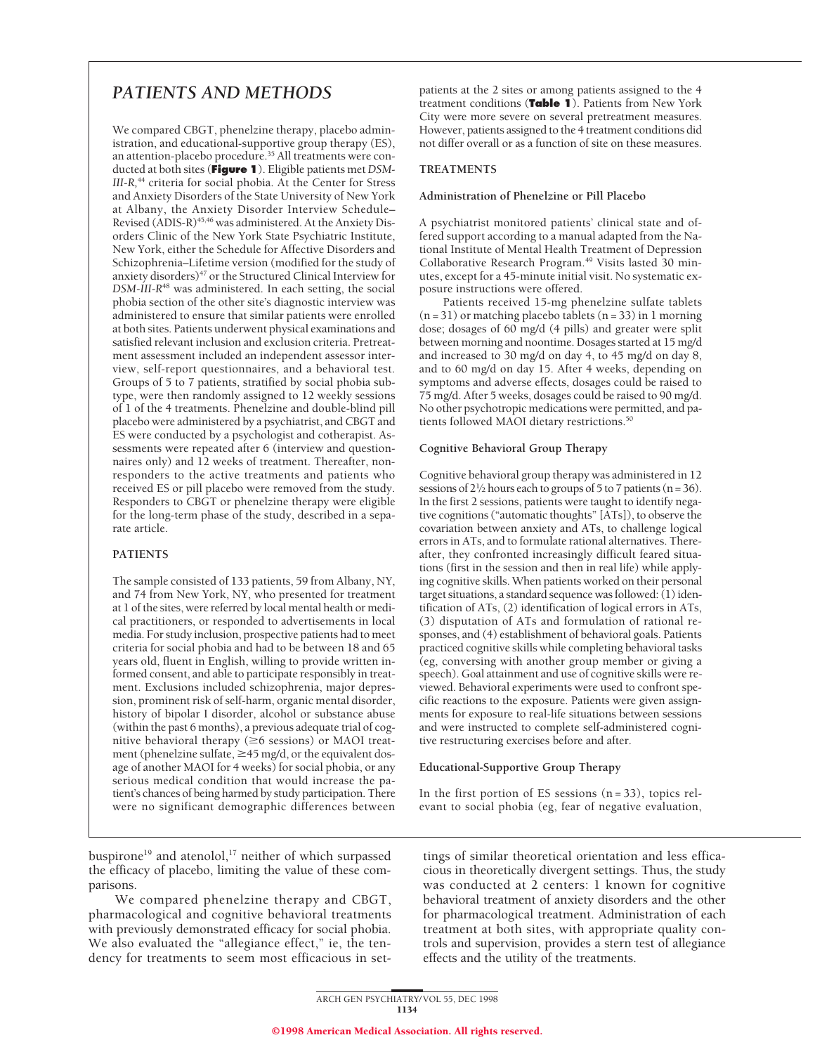buspirone[19] and atenolol,[17] neither of which surpassed the efficacy of placebo, limiting the value of these comparisons.

We compared phenelzine therapy and CBGT, pharmacological and cognitive behavioral treatments with previously demonstrated efficacy for social phobia. We also evaluated the "allegiance effect," ie, the tendency for treatments to seem most efficacious in settings of similar theoretical orientation and less efficacious in theoretically divergent settings. Thus, the study was conducted at 2 centers: 1 known for cognitive behavioral treatment of anxiety disorders and the other for pharmacological treatment. Administration of each treatment at both sites, with appropriate quality controls and supervision, provides a stern test of allegiance effects and the utility of the treatments.

## PATIENTS AND METHODS

We compared CBGT, phenelzine therapy, placebo administration, and educational-supportive group therapy (ES), an attention-placebo procedure.[35] All treatments were conducted at both sites (**Figure 1**). Eligible patients met *DSM-III-R*,[44] criteria for social phobia. At the Center for Stress and Anxiety Disorders of the State University of New York at Albany, the Anxiety Disorder Interview Schedule–Revised (ADIS-R)[45,46] was administered. At the Anxiety Disorders Clinic of the New York State Psychiatric Institute, New York, either the Schedule for Affective Disorders and Schizophrenia–Lifetime version (modified for the study of anxiety disorders)[47] or the Structured Clinical Interview for *DSM-III-R*[48] was administered. In each setting, the social phobia section of the other site's diagnostic interview was administered to ensure that similar patients were enrolled at both sites. Patients underwent physical examinations and satisfied relevant inclusion and exclusion criteria. Pretreatment assessment included an independent assessor interview, self-report questionnaires, and a behavioral test. Groups of 5 to 7 patients, stratified by social phobia subtype, were then randomly assigned to 12 weekly sessions of 1 of the 4 treatments. Phenelzine and double-blind pill placebo were administered by a psychiatrist, and CBGT and ES were conducted by a psychologist and cotherapist. Assessments were repeated after 6 (interview and questionnaires only) and 12 weeks of treatment. Thereafter, nonresponders to the active treatments and patients who received ES or pill placebo were removed from the study. Responders to CBGT or phenelzine therapy were eligible for the long-term phase of the study, described in a separate article.

### PATIENTS

The sample consisted of 133 patients, 59 from Albany, NY, and 74 from New York, NY, who presented for treatment at 1 of the sites, were referred by local mental health or medical practitioners, or responded to advertisements in local media. For study inclusion, prospective patients had to meet criteria for social phobia and had to be between 18 and 65 years old, fluent in English, willing to provide written informed consent, and able to participate responsibly in treatment. Exclusions included schizophrenia, major depression, prominent risk of self-harm, organic mental disorder, history of bipolar I disorder, alcohol or substance abuse (within the past 6 months), a previous adequate trial of cognitive behavioral therapy (≥6 sessions) or MAOI treatment (phenelzine sulfate, ≥45 mg/d, or the equivalent dosage of another MAOI for 4 weeks) for social phobia, or any serious medical condition that would increase the patient's chances of being harmed by study participation. There were no significant demographic differences between patients at the 2 sites or among patients assigned to the 4 treatment conditions (**Table 1**). Patients from New York City were more severe on several pretreatment measures. However, patients assigned to the 4 treatment conditions did not differ overall or as a function of site on these measures.

### TREATMENTS

#### Administration of Phenelzine or Pill Placebo

A psychiatrist monitored patients' clinical state and offered support according to a manual adapted from the National Institute of Mental Health Treatment of Depression Collaborative Research Program.[49] Visits lasted 30 minutes, except for a 45-minute initial visit. No systematic exposure instructions were offered.

Patients received 15-mg phenelzine sulfate tablets (n = 31) or matching placebo tablets (n = 33) in 1 morning dose; dosages of 60 mg/d (4 pills) and greater were split between morning and noontime. Dosages started at 15 mg/d and increased to 30 mg/d on day 4, to 45 mg/d on day 8, and to 60 mg/d on day 15. After 4 weeks, depending on symptoms and adverse effects, dosages could be raised to 75 mg/d. After 5 weeks, dosages could be raised to 90 mg/d. No other psychotropic medications were permitted, and patients followed MAOI dietary restrictions.[50]

#### Cognitive Behavioral Group Therapy

Cognitive behavioral group therapy was administered in 12 sessions of 2½ hours each to groups of 5 to 7 patients (n = 36). In the first 2 sessions, patients were taught to identify negative cognitions ("automatic thoughts" [ATs]), to observe the covariation between anxiety and ATs, to challenge logical errors in ATs, and to formulate rational alternatives. Thereafter, they confronted increasingly difficult feared situations (first in the session and then in real life) while applying cognitive skills. When patients worked on their personal target situations, a standard sequence was followed: (1) identification of ATs, (2) identification of logical errors in ATs, (3) disputation of ATs and formulation of rational responses, and (4) establishment of behavioral goals. Patients practiced cognitive skills while completing behavioral tasks (eg, conversing with another group member or giving a speech). Goal attainment and use of cognitive skills were reviewed. Behavioral experiments were used to confront specific reactions to the exposure. Patients were given assignments for exposure to real-life situations between sessions and were instructed to complete self-administered cognitive restructuring exercises before and after.

#### Educational-Supportive Group Therapy

In the first portion of ES sessions (n = 33), topics relevant to social phobia (eg, fear of negative evaluation,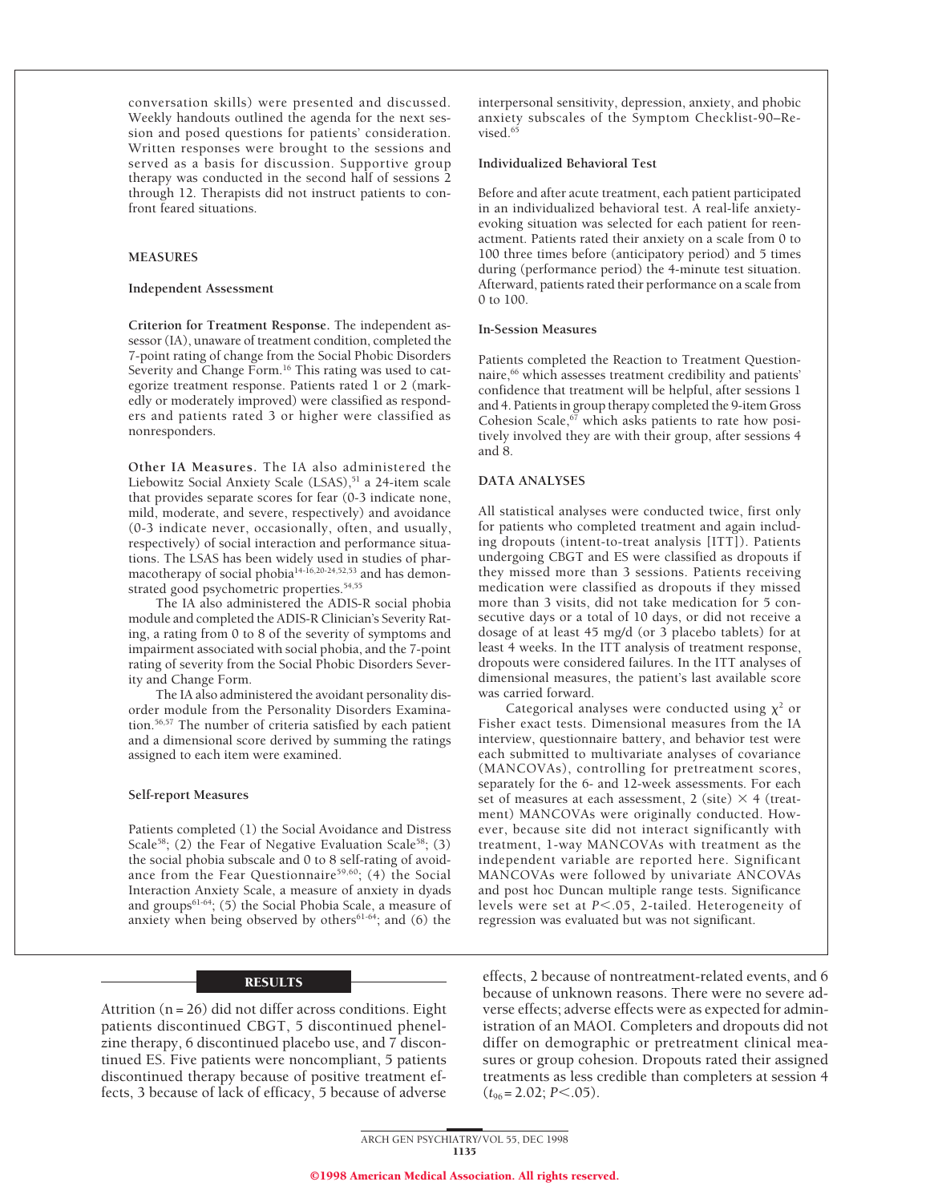conversation skills) were presented and discussed. Weekly handouts outlined the agenda for the next session and posed questions for patients' consideration. Written responses were brought to the sessions and served as a basis for discussion. Supportive group therapy was conducted in the second half of sessions 2 through 12. Therapists did not instruct patients to confront feared situations.

## MEASURES

### Independent Assessment

**Criterion for Treatment Response.** The independent assessor (IA), unaware of treatment condition, completed the 7-point rating of change from the Social Phobic Disorders Severity and Change Form.[16] This rating was used to categorize treatment response. Patients rated 1 or 2 (markedly or moderately improved) were classified as responders and patients rated 3 or higher were classified as nonresponders.

**Other IA Measures.** The IA also administered the Liebowitz Social Anxiety Scale (LSAS),[51] a 24-item scale that provides separate scores for fear (0-3 indicate none, mild, moderate, and severe, respectively) and avoidance (0-3 indicate never, occasionally, often, and usually, respectively) of social interaction and performance situations. The LSAS has been widely used in studies of pharmacotherapy of social phobia[14-16,20-24,52,53] and has demonstrated good psychometric properties.[54,55]

The IA also administered the ADIS-R social phobia module and completed the ADIS-R Clinician's Severity Rating, a rating from 0 to 8 of the severity of symptoms and impairment associated with social phobia, and the 7-point rating of severity from the Social Phobic Disorders Severity and Change Form.

The IA also administered the avoidant personality disorder module from the Personality Disorders Examination.[56,57] The number of criteria satisfied by each patient and a dimensional score derived by summing the ratings assigned to each item were examined.

### Self-report Measures

Patients completed (1) the Social Avoidance and Distress Scale[58]; (2) the Fear of Negative Evaluation Scale[58]; (3) the social phobia subscale and 0 to 8 self-rating of avoidance from the Fear Questionnaire[59,60]; (4) the Social Interaction Anxiety Scale, a measure of anxiety in dyads and groups[61-64]; (5) the Social Phobia Scale, a measure of anxiety when being observed by others[61-64]; and (6) the interpersonal sensitivity, depression, anxiety, and phobic anxiety subscales of the Symptom Checklist-90–Revised.[65]

### Individualized Behavioral Test

Before and after acute treatment, each patient participated in an individualized behavioral test. A real-life anxiety-evoking situation was selected for each patient for reenactment. Patients rated their anxiety on a scale from 0 to 100 three times before (anticipatory period) and 5 times during (performance period) the 4-minute test situation. Afterward, patients rated their performance on a scale from 0 to 100.

### In-Session Measures

Patients completed the Reaction to Treatment Questionnaire,[66] which assesses treatment credibility and patients' confidence that treatment will be helpful, after sessions 1 and 4. Patients in group therapy completed the 9-item Gross Cohesion Scale,[67] which asks patients to rate how positively involved they are with their group, after sessions 4 and 8.

## DATA ANALYSES

All statistical analyses were conducted twice, first only for patients who completed treatment and again including dropouts (intent-to-treat analysis [ITT]). Patients undergoing CBGT and ES were classified as dropouts if they missed more than 3 sessions. Patients receiving medication were classified as dropouts if they missed more than 3 visits, did not take medication for 5 consecutive days or a total of 10 days, or did not receive a dosage of at least 45 mg/d (or 3 placebo tablets) for at least 4 weeks. In the ITT analysis of treatment response, dropouts were considered failures. In the ITT analyses of dimensional measures, the patient's last available score was carried forward.

Categorical analyses were conducted using $\chi^2$ or Fisher exact tests. Dimensional measures from the IA interview, questionnaire battery, and behavior test were each submitted to multivariate analyses of covariance (MANCOVAs), controlling for pretreatment scores, separately for the 6- and 12-week assessments. For each set of measures at each assessment, 2 (site) $\times$ 4 (treatment) MANCOVAs were originally conducted. However, because site did not interact significantly with treatment, 1-way MANCOVAs with treatment as the independent variable are reported here. Significant MANCOVAs were followed by univariate ANCOVAs and post hoc Duncan multiple range tests. Significance levels were set at $P<.05$, 2-tailed. Heterogeneity of regression was evaluated but was not significant.

## RESULTS

Attrition (n = 26) did not differ across conditions. Eight patients discontinued CBGT, 5 discontinued phenelzine therapy, 6 discontinued placebo use, and 7 discontinued ES. Five patients were noncompliant, 5 patients discontinued therapy because of positive treatment effects, 3 because of lack of efficacy, 5 because of adverse effects, 2 because of nontreatment-related events, and 6 because of unknown reasons. There were no severe adverse effects; adverse effects were as expected for administration of an MAOI. Completers and dropouts did not differ on demographic or pretreatment clinical measures or group cohesion. Dropouts rated their assigned treatments as less credible than completers at session 4 ($t_{96} = 2.02$; $P<.05$).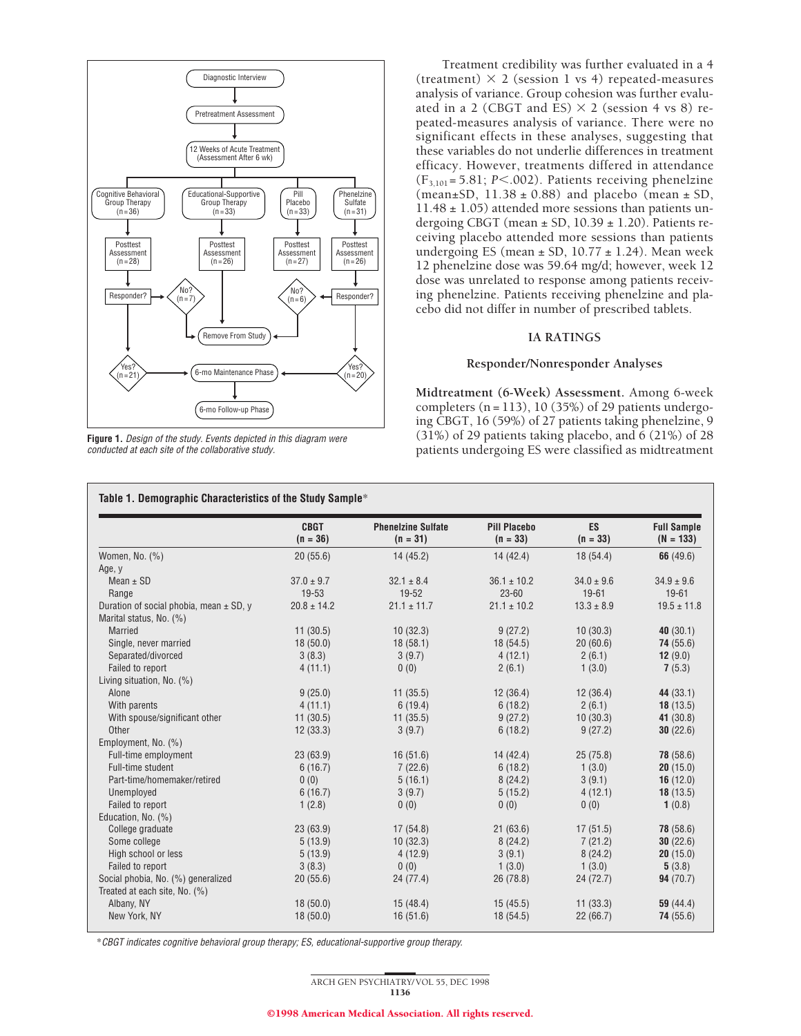Figure 1. *Design of the study. Events depicted in this diagram were conducted at each site of the collaborative study.*

Treatment credibility was further evaluated in a 4 (treatment) × 2 (session 1 vs 4) repeated-measures analysis of variance. Group cohesion was further evaluated in a 2 (CBGT and ES) × 2 (session 4 vs 8) repeated-measures analysis of variance. There were no significant effects in these analyses, suggesting that these variables do not underlie differences in treatment efficacy. However, treatments differed in attendance ($F_{3,101}$ = 5.81; $P$<.002). Patients receiving phenelzine (mean±SD, 11.38 ± 0.88) and placebo (mean ± SD, 11.48 ± 1.05) attended more sessions than patients undergoing CBGT (mean ± SD, 10.39 ± 1.20). Patients receiving placebo attended more sessions than patients undergoing ES (mean ± SD, 10.77 ± 1.24). Mean week 12 phenelzine dose was 59.64 mg/d; however, week 12 dose was unrelated to response among patients receiving phenelzine. Patients receiving phenelzine and placebo did not differ in number of prescribed tablets.

## IA RATINGS

### Responder/Nonresponder Analyses

**Midtreatment (6-Week) Assessment.** Among 6-week completers (n = 113), 10 (35%) of 29 patients undergoing CBGT, 16 (59%) of 27 patients taking phenelzine, 9 (31%) of 29 patients taking placebo, and 6 (21%) of 28 patients undergoing ES were classified as midtreatment

**Table 1. Demographic Characteristics of the Study Sample***

| | CBGT (n = 36) | Phenelzine Sulfate (n = 31) | Pill Placebo (n = 33) | ES (n = 33) | Full Sample (N = 133) |
|---|---|---|---|---|---|
| Women, No. (%) | 20 (55.6) | 14 (45.2) | 14 (42.4) | 18 (54.4) | **66** (49.6) |
| Age, y | | | | | |
| Mean ± SD | 37.0 ± 9.7 | 32.1 ± 8.4 | 36.1 ± 10.2 | 34.0 ± 9.6 | 34.9 ± 9.6 |
| Range | 19-53 | 19-52 | 23-60 | 19-61 | 19-61 |
| Duration of social phobia, mean ± SD, y | 20.8 ± 14.2 | 21.1 ± 11.7 | 21.1 ± 10.2 | 13.3 ± 8.9 | 19.5 ± 11.8 |
| Marital status, No. (%) | | | | | |
| Married | 11 (30.5) | 10 (32.3) | 9 (27.2) | 10 (30.3) | **40** (30.1) |
| Single, never married | 18 (50.0) | 18 (58.1) | 18 (54.5) | 20 (60.6) | **74** (55.6) |
| Separated/divorced | 3 (8.3) | 3 (9.7) | 4 (12.1) | 2 (6.1) | **12** (9.0) |
| Failed to report | 4 (11.1) | 0 (0) | 2 (6.1) | 1 (3.0) | **7** (5.3) |
| Living situation, No. (%) | | | | | |
| Alone | 9 (25.0) | 11 (35.5) | 12 (36.4) | 12 (36.4) | **44** (33.1) |
| With parents | 4 (11.1) | 6 (19.4) | 6 (18.2) | 2 (6.1) | **18** (13.5) |
| With spouse/significant other | 11 (30.5) | 11 (35.5) | 9 (27.2) | 10 (30.3) | **41** (30.8) |
| Other | 12 (33.3) | 3 (9.7) | 6 (18.2) | 9 (27.2) | **30** (22.6) |
| Employment, No. (%) | | | | | |
| Full-time employment | 23 (63.9) | 16 (51.6) | 14 (42.4) | 25 (75.8) | **78** (58.6) |
| Full-time student | 6 (16.7) | 7 (22.6) | 6 (18.2) | 1 (3.0) | **20** (15.0) |
| Part-time/homemaker/retired | 0 (0) | 5 (16.1) | 8 (24.2) | 3 (9.1) | **16** (12.0) |
| Unemployed | 6 (16.7) | 3 (9.7) | 5 (15.2) | 4 (12.1) | **18** (13.5) |
| Failed to report | 1 (2.8) | 0 (0) | 0 (0) | 0 (0) | **1** (0.8) |
| Education, No. (%) | | | | | |
| College graduate | 23 (63.9) | 17 (54.8) | 21 (63.6) | 17 (51.5) | **78** (58.6) |
| Some college | 5 (13.9) | 10 (32.3) | 8 (24.2) | 7 (21.2) | **30** (22.6) |
| High school or less | 5 (13.9) | 4 (12.9) | 3 (9.1) | 8 (24.2) | **20** (15.0) |
| Failed to report | 3 (8.3) | 0 (0) | 1 (3.0) | 1 (3.0) | **5** (3.8) |
| Social phobia, No. (%) generalized | 20 (55.6) | 24 (77.4) | 26 (78.8) | 24 (72.7) | **94** (70.7) |
| Treated at each site, No. (%) | | | | | |
| Albany, NY | 18 (50.0) | 15 (48.4) | 15 (45.5) | 11 (33.3) | **59** (44.4) |
| New York, NY | 18 (50.0) | 16 (51.6) | 18 (54.5) | 22 (66.7) | **74** (55.6) |

*CBGT indicates cognitive behavioral group therapy; ES, educational-supportive group therapy.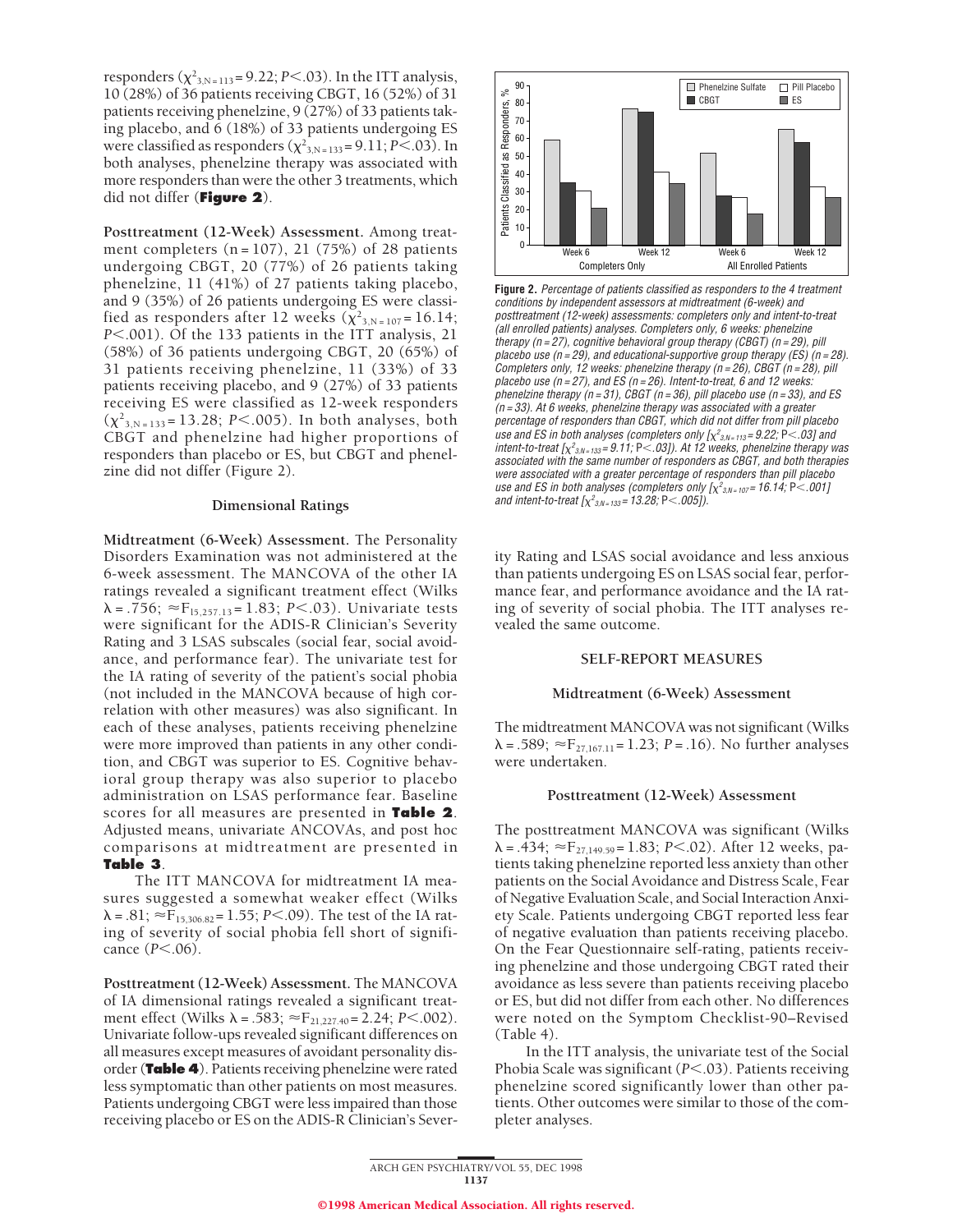responders ($\chi^2_{3,N=113}$ = 9.22; $P$<.03). In the ITT analysis, 10 (28%) of 36 patients receiving CBGT, 16 (52%) of 31 patients receiving phenelzine, 9 (27%) of 33 patients taking placebo, and 6 (18%) of 33 patients undergoing ES were classified as responders ($\chi^2_{3,N=133}$ = 9.11; $P$<.03). In both analyses, phenelzine therapy was associated with more responders than were the other 3 treatments, which did not differ (**Figure 2**).

**Posttreatment (12-Week) Assessment.** Among treatment completers (n = 107), 21 (75%) of 28 patients undergoing CBGT, 20 (77%) of 26 patients taking phenelzine, 11 (41%) of 27 patients taking placebo, and 9 (35%) of 26 patients undergoing ES were classified as responders after 12 weeks ($\chi^2_{3,N=107}$ = 16.14; $P$<.001). Of the 133 patients in the ITT analysis, 21 (58%) of 36 patients undergoing CBGT, 20 (65%) of 31 patients receiving phenelzine, 11 (33%) of 33 patients receiving placebo, and 9 (27%) of 33 patients receiving ES were classified as 12-week responders ($\chi^2_{3,N=133}$ = 13.28; $P$<.005). In both analyses, both CBGT and phenelzine had higher proportions of responders than placebo or ES, but CBGT and phenelzine did not differ (Figure 2).

**Figure 2.** *Percentage of patients classified as responders to the 4 treatment conditions by independent assessors at midtreatment (6-week) and posttreatment (12-week) assessments: completers only and intent-to-treat (all enrolled patients) analyses. Completers only, 6 weeks: phenelzine therapy (n = 27), cognitive behavioral group therapy (CBGT) (n = 29), pill placebo use (n = 29), and educational-supportive group therapy (ES) (n = 28). Completers only, 12 weeks: phenelzine therapy (n = 26), CBGT (n = 28), pill placebo use (n = 27), and ES (n = 26). Intent-to-treat, 6 and 12 weeks: phenelzine therapy (n = 31), CBGT (n = 36), pill placebo use (n = 33), and ES (n = 33). At 6 weeks, phenelzine therapy was associated with a greater percentage of responders than CBGT, which did not differ from pill placebo use and ES in both analyses (completers only [$\chi^2_{3,N=113}$ = 9.22;* P*<.03] and intent-to-treat [$\chi^2_{3,N=133}$ = 9.11;* P*<.03]). At 12 weeks, phenelzine therapy was associated with the same number of responders as CBGT, and both therapies were associated with a greater percentage of responders than pill placebo use and ES in both analyses (completers only [$\chi^2_{3,N=107}$ = 16.14;* P*<.001] and intent-to-treat [$\chi^2_{3,N=133}$ = 13.28;* P*<.005]).*

### Dimensional Ratings

**Midtreatment (6-Week) Assessment.** The Personality Disorders Examination was not administered at the 6-week assessment. The MANCOVA of the other IA ratings revealed a significant treatment effect (Wilks λ = .756; ≈$F_{15,257.13}$ = 1.83; $P$<.03). Univariate tests were significant for the ADIS-R Clinician's Severity Rating and 3 LSAS subscales (social fear, social avoidance, and performance fear). The univariate test for the IA rating of severity of the patient's social phobia (not included in the MANCOVA because of high correlation with other measures) was also significant. In each of these analyses, patients receiving phenelzine were more improved than patients in any other condition, and CBGT was superior to ES. Cognitive behavioral group therapy was also superior to placebo administration on LSAS performance fear. Baseline scores for all measures are presented in **Table 2**. Adjusted means, univariate ANCOVAs, and post hoc comparisons at midtreatment are presented in **Table 3**.

The ITT MANCOVA for midtreatment IA measures suggested a somewhat weaker effect (Wilks λ = .81; ≈$F_{15,306.82}$ = 1.55; $P$<.09). The test of the IA rating of severity of social phobia fell short of significance ($P$<.06).

**Posttreatment (12-Week) Assessment.** The MANCOVA of IA dimensional ratings revealed a significant treatment effect (Wilks λ = .583; ≈$F_{21,227.40}$ = 2.24; $P$<.002). Univariate follow-ups revealed significant differences on all measures except measures of avoidant personality disorder (**Table 4**). Patients receiving phenelzine were rated less symptomatic than other patients on most measures. Patients undergoing CBGT were less impaired than those receiving placebo or ES on the ADIS-R Clinician's Severity Rating and LSAS social avoidance and less anxious than patients undergoing ES on LSAS social fear, performance fear, and performance avoidance and the IA rating of severity of social phobia. The ITT analyses revealed the same outcome.

### SELF-REPORT MEASURES

#### Midtreatment (6-Week) Assessment

The midtreatment MANCOVA was not significant (Wilks λ = .589; ≈$F_{27,167.11}$ = 1.23; $P$ = .16). No further analyses were undertaken.

#### Posttreatment (12-Week) Assessment

The posttreatment MANCOVA was significant (Wilks λ = .434; ≈$F_{27,149.59}$ = 1.83; $P$<.02). After 12 weeks, patients taking phenelzine reported less anxiety than other patients on the Social Avoidance and Distress Scale, Fear of Negative Evaluation Scale, and Social Interaction Anxiety Scale. Patients undergoing CBGT reported less fear of negative evaluation than patients receiving placebo. On the Fear Questionnaire self-rating, patients receiving phenelzine and those undergoing CBGT rated their avoidance as less severe than patients receiving placebo or ES, but did not differ from each other. No differences were noted on the Symptom Checklist-90–Revised (Table 4).

In the ITT analysis, the univariate test of the Social Phobia Scale was significant ($P$<.03). Patients receiving phenelzine scored significantly lower than other patients. Other outcomes were similar to those of the completer analyses.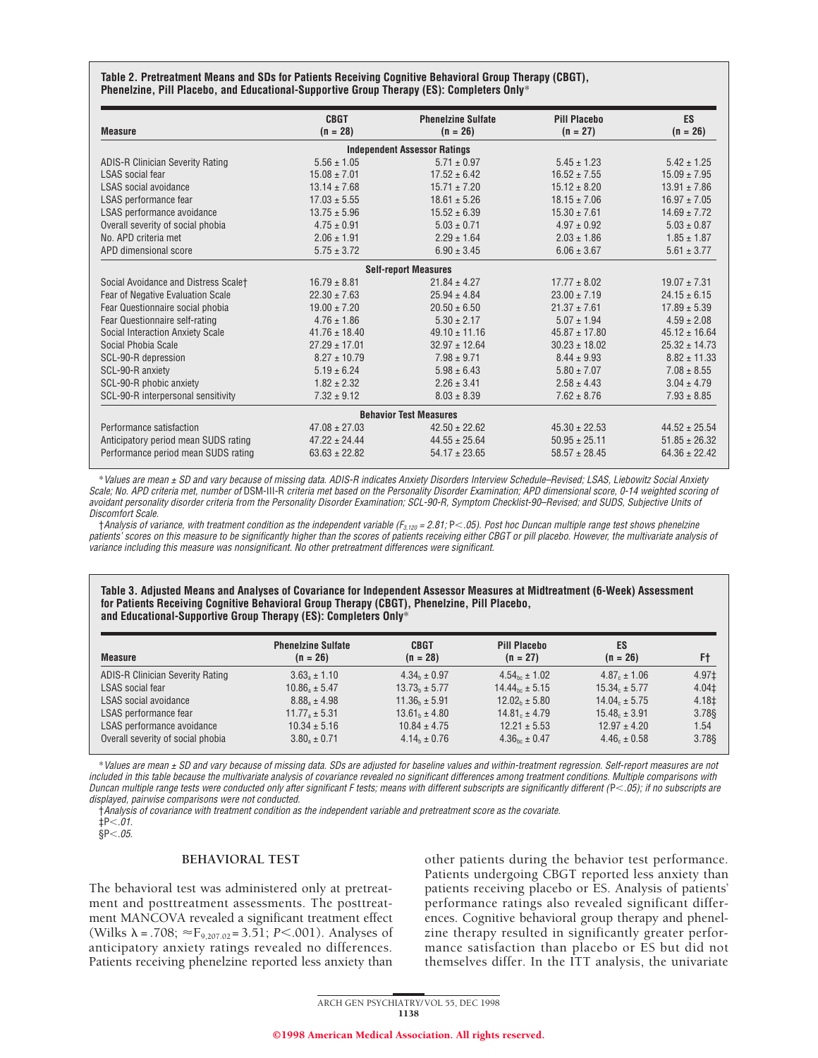**Table 2. Pretreatment Means and SDs for Patients Receiving Cognitive Behavioral Group Therapy (CBGT), Phenelzine, Pill Placebo, and Educational-Supportive Group Therapy (ES): Completers Only***

| Measure | CBGT (n = 28) | Phenelzine Sulfate (n = 26) | Pill Placebo (n = 27) | ES (n = 26) |
|---|---|---|---|---|
| **Independent Assessor Ratings** | | | | |
| ADIS-R Clinician Severity Rating | 5.56 ± 1.05 | 5.71 ± 0.97 | 5.45 ± 1.23 | 5.42 ± 1.25 |
| LSAS social fear | 15.08 ± 7.01 | 17.52 ± 6.42 | 16.52 ± 7.55 | 15.09 ± 7.95 |
| LSAS social avoidance | 13.14 ± 7.68 | 15.71 ± 7.20 | 15.12 ± 8.20 | 13.91 ± 7.86 |
| LSAS performance fear | 17.03 ± 5.55 | 18.61 ± 5.26 | 18.15 ± 7.06 | 16.97 ± 7.05 |
| LSAS performance avoidance | 13.75 ± 5.96 | 15.52 ± 6.39 | 15.30 ± 7.61 | 14.69 ± 7.72 |
| Overall severity of social phobia | 4.75 ± 0.91 | 5.03 ± 0.71 | 4.97 ± 0.92 | 5.03 ± 0.87 |
| No. APD criteria met | 2.06 ± 1.91 | 2.29 ± 1.64 | 2.03 ± 1.86 | 1.85 ± 1.87 |
| APD dimensional score | 5.75 ± 3.72 | 6.90 ± 3.45 | 6.06 ± 3.67 | 5.61 ± 3.77 |
| **Self-report Measures** | | | | |
| Social Avoidance and Distress Scale† | 16.79 ± 8.81 | 21.84 ± 4.27 | 17.77 ± 8.02 | 19.07 ± 7.31 |
| Fear of Negative Evaluation Scale | 22.30 ± 7.63 | 25.94 ± 4.84 | 23.00 ± 7.19 | 24.15 ± 6.15 |
| Fear Questionnaire social phobia | 19.00 ± 7.20 | 20.50 ± 6.50 | 21.37 ± 7.61 | 17.89 ± 5.39 |
| Fear Questionnaire self-rating | 4.76 ± 1.86 | 5.30 ± 2.17 | 5.07 ± 1.94 | 4.59 ± 2.08 |
| Social Interaction Anxiety Scale | 41.76 ± 18.40 | 49.10 ± 11.16 | 45.87 ± 17.80 | 45.12 ± 16.64 |
| Social Phobia Scale | 27.29 ± 17.01 | 32.97 ± 12.64 | 30.23 ± 18.02 | 25.32 ± 14.73 |
| SCL-90-R depression | 8.27 ± 10.79 | 7.98 ± 9.71 | 8.44 ± 9.93 | 8.82 ± 11.33 |
| SCL-90-R anxiety | 5.19 ± 6.24 | 5.98 ± 6.43 | 5.80 ± 7.07 | 7.08 ± 8.55 |
| SCL-90-R phobic anxiety | 1.82 ± 2.32 | 2.26 ± 3.41 | 2.58 ± 4.43 | 3.04 ± 4.79 |
| SCL-90-R interpersonal sensitivity | 7.32 ± 9.12 | 8.03 ± 8.39 | 7.62 ± 8.76 | 7.93 ± 8.85 |
| **Behavior Test Measures** | | | | |
| Performance satisfaction | 47.08 ± 27.03 | 42.50 ± 22.62 | 45.30 ± 22.53 | 44.52 ± 25.54 |
| Anticipatory period mean SUDS rating | 47.22 ± 24.44 | 44.55 ± 25.64 | 50.95 ± 25.11 | 51.85 ± 26.32 |
| Performance period mean SUDS rating | 63.63 ± 22.82 | 54.17 ± 23.65 | 58.57 ± 28.45 | 64.36 ± 22.42 |

*Values are mean ± SD and vary because of missing data. ADIS-R indicates Anxiety Disorders Interview Schedule–Revised; LSAS, Liebowitz Social Anxiety Scale; No. APD criteria met, number of DSM-III-R criteria met based on the Personality Disorder Examination; APD dimensional score, 0-14 weighted scoring of avoidant personality disorder criteria from the Personality Disorder Examination; SCL-90-R, Symptom Checklist-90–Revised; and SUDS, Subjective Units of Discomfort Scale.

†Analysis of variance, with treatment condition as the independent variable ($F_{3,120} = 2.81$; $P < .05$). Post hoc Duncan multiple range test shows phenelzine patients' scores on this measure to be significantly higher than the scores of patients receiving either CBGT or pill placebo. However, the multivariate analysis of variance including this measure was nonsignificant. No other pretreatment differences were significant.

**Table 3. Adjusted Means and Analyses of Covariance for Independent Assessor Measures at Midtreatment (6-Week) Assessment for Patients Receiving Cognitive Behavioral Group Therapy (CBGT), Phenelzine, Pill Placebo, and Educational-Supportive Group Therapy (ES): Completers Only***

| Measure | Phenelzine Sulfate (n = 26) | CBGT (n = 28) | Pill Placebo (n = 27) | ES (n = 26) | F† |
|---|---|---|---|---|---|
| ADIS-R Clinician Severity Rating | $3.63_a$ ± 1.10 | $4.34_b$ ± 0.97 | $4.54_{bc}$ ± 1.02 | $4.87_c$ ± 1.06 | 4.97‡ |
| LSAS social fear | $10.86_a$ ± 5.47 | $13.73_b$ ± 5.77 | $14.44_{bc}$ ± 5.15 | $15.34_c$ ± 5.77 | 4.04‡ |
| LSAS social avoidance | $8.88_a$ ± 4.98 | $11.36_b$ ± 5.91 | $12.02_b$ ± 5.80 | $14.04_c$ ± 5.75 | 4.18‡ |
| LSAS performance fear | $11.77_a$ ± 5.31 | $13.61_b$ ± 4.80 | $14.81_c$ ± 4.79 | $15.48_c$ ± 3.91 | 3.78§ |
| LSAS performance avoidance | 10.34 ± 5.16 | 10.84 ± 4.75 | 12.21 ± 5.53 | 12.97 ± 4.20 | 1.54 |
| Overall severity of social phobia | $3.80_a$ ± 0.71 | $4.14_b$ ± 0.76 | $4.36_{bc}$ ± 0.47 | $4.46_c$ ± 0.58 | 3.78§ |

*Values are mean ± SD and vary because of missing data. SDs are adjusted for baseline values and within-treatment regression. Self-report measures are not included in this table because the multivariate analysis of covariance revealed no significant differences among treatment conditions. Multiple comparisons with Duncan multiple range tests were conducted only after significant F tests; means with different subscripts are significantly different ($P < .05$); if no subscripts are displayed, pairwise comparisons were not conducted.

†Analysis of covariance with treatment condition as the independent variable and pretreatment score as the covariate.

‡$P < .01$.

§$P < .05$.

### BEHAVIORAL TEST

The behavioral test was administered only at pretreatment and posttreatment assessments. The posttreatment MANCOVA revealed a significant treatment effect (Wilks $\lambda = .708$; $\approx F_{9,207.02} = 3.51$; $P < .001$). Analyses of anticipatory anxiety ratings revealed no differences. Patients receiving phenelzine reported less anxiety than other patients during the behavior test performance. Patients undergoing CBGT reported less anxiety than patients receiving placebo or ES. Analysis of patients' performance ratings also revealed significant differences. Cognitive behavioral group therapy and phenelzine therapy resulted in significantly greater performance satisfaction than placebo or ES but did not themselves differ. In the ITT analysis, the univariate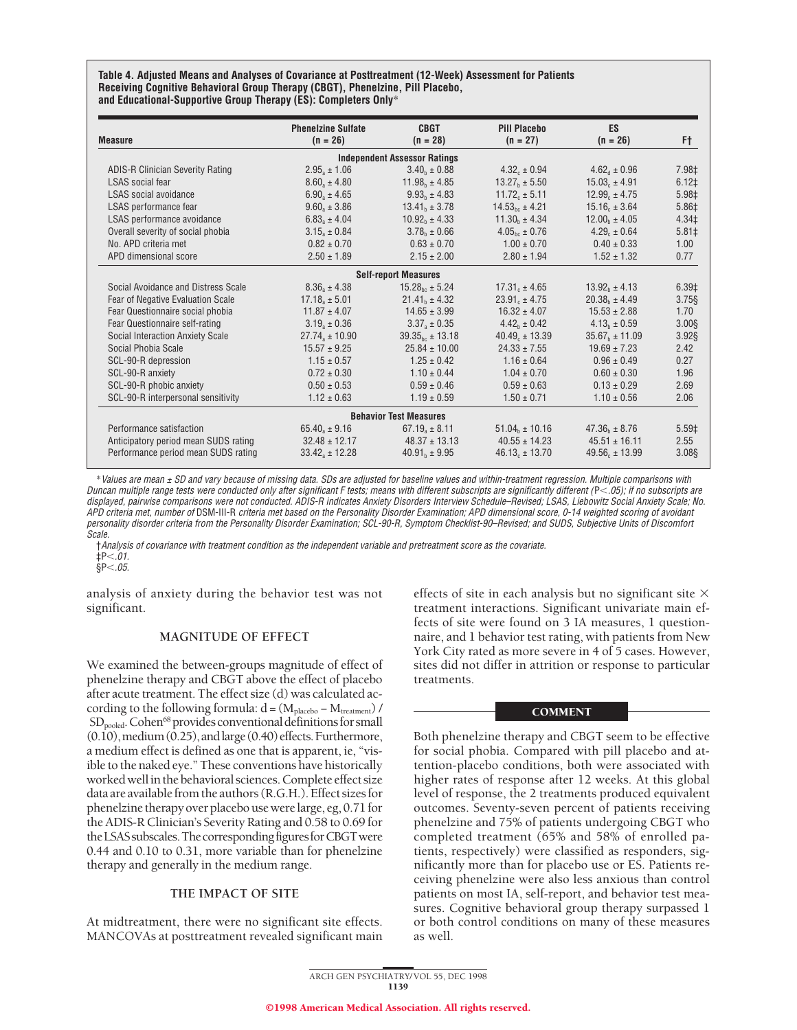**Table 4. Adjusted Means and Analyses of Covariance at Posttreatment (12-Week) Assessment for Patients Receiving Cognitive Behavioral Group Therapy (CBGT), Phenelzine, Pill Placebo, and Educational-Supportive Group Therapy (ES): Completers Only***

| Measure | Phenelzine Sulfate (n = 26) | CBGT (n = 28) | Pill Placebo (n = 27) | ES (n = 26) | F† |
|---|---|---|---|---|---|
| **Independent Assessor Ratings** | | | | | |
| ADIS-R Clinician Severity Rating | $2.95_a \pm 1.06$ | $3.40_b \pm 0.88$ | $4.32_c \pm 0.94$ | $4.62_d \pm 0.96$ | 7.98‡ |
| LSAS social fear | $8.60_a \pm 4.80$ | $11.98_b \pm 4.85$ | $13.27_b \pm 5.50$ | $15.03_c \pm 4.91$ | 6.12‡ |
| LSAS social avoidance | $6.90_a \pm 4.65$ | $9.93_b \pm 4.83$ | $11.72_c \pm 5.11$ | $12.99_c \pm 4.75$ | 5.98‡ |
| LSAS performance fear | $9.60_a \pm 3.86$ | $13.41_b \pm 3.78$ | $14.53_{bc} \pm 4.21$ | $15.16_c \pm 3.64$ | 5.86‡ |
| LSAS performance avoidance | $6.83_a \pm 4.04$ | $10.92_b \pm 4.33$ | $11.30_b \pm 4.34$ | $12.00_b \pm 4.05$ | 4.34‡ |
| Overall severity of social phobia | $3.15_a \pm 0.84$ | $3.78_b \pm 0.66$ | $4.05_{bc} \pm 0.76$ | $4.29_c \pm 0.64$ | 5.81‡ |
| No. APD criteria met | $0.82 \pm 0.70$ | $0.63 \pm 0.70$ | $1.00 \pm 0.70$ | $0.40 \pm 0.33$ | 1.00 |
| APD dimensional score | $2.50 \pm 1.89$ | $2.15 \pm 2.00$ | $2.80 \pm 1.94$ | $1.52 \pm 1.32$ | 0.77 |
| **Self-report Measures** | | | | | |
| Social Avoidance and Distress Scale | $8.36_a \pm 4.38$ | $15.28_{bc} \pm 5.24$ | $17.31_c \pm 4.65$ | $13.92_b \pm 4.13$ | 6.39‡ |
| Fear of Negative Evaluation Scale | $17.18_a \pm 5.01$ | $21.41_b \pm 4.32$ | $23.91_c \pm 4.75$ | $20.38_b \pm 4.49$ | 3.75§ |
| Fear Questionnaire social phobia | $11.87 \pm 4.07$ | $14.65 \pm 3.99$ | $16.32 \pm 4.07$ | $15.53 \pm 2.88$ | 1.70 |
| Fear Questionnaire self-rating | $3.19_a \pm 0.36$ | $3.37_a \pm 0.35$ | $4.42_b \pm 0.42$ | $4.13_b \pm 0.59$ | 3.00§ |
| Social Interaction Anxiety Scale | $27.74_a \pm 10.90$ | $39.35_{bc} \pm 13.18$ | $40.49_c \pm 13.39$ | $35.67_b \pm 11.09$ | 3.92§ |
| Social Phobia Scale | $15.57 \pm 9.25$ | $25.84 \pm 10.00$ | $24.33 \pm 7.55$ | $19.69 \pm 7.23$ | 2.42 |
| SCL-90-R depression | $1.15 \pm 0.57$ | $1.25 \pm 0.42$ | $1.16 \pm 0.64$ | $0.96 \pm 0.49$ | 0.27 |
| SCL-90-R anxiety | $0.72 \pm 0.30$ | $1.10 \pm 0.44$ | $1.04 \pm 0.70$ | $0.60 \pm 0.30$ | 1.96 |
| SCL-90-R phobic anxiety | $0.50 \pm 0.53$ | $0.59 \pm 0.46$ | $0.59 \pm 0.63$ | $0.13 \pm 0.29$ | 2.69 |
| SCL-90-R interpersonal sensitivity | $1.12 \pm 0.63$ | $1.19 \pm 0.59$ | $1.50 \pm 0.71$ | $1.10 \pm 0.56$ | 2.06 |
| **Behavior Test Measures** | | | | | |
| Performance satisfaction | $65.40_a \pm 9.16$ | $67.19_a \pm 8.11$ | $51.04_b \pm 10.16$ | $47.36_b \pm 8.76$ | 5.59‡ |
| Anticipatory period mean SUDS rating | $32.48 \pm 12.17$ | $48.37 \pm 13.13$ | $40.55 \pm 14.23$ | $45.51 \pm 16.11$ | 2.55 |
| Performance period mean SUDS rating | $33.42_a \pm 12.28$ | $40.91_b \pm 9.95$ | $46.13_c \pm 13.70$ | $49.56_c \pm 13.99$ | 3.08§ |

*Values are mean ± SD and vary because of missing data. SDs are adjusted for baseline values and within-treatment regression. Multiple comparisons with Duncan multiple range tests were conducted only after significant F tests; means with different subscripts are significantly different ($P < .05$); if no subscripts are displayed, pairwise comparisons were not conducted. ADIS-R indicates Anxiety Disorders Interview Schedule–Revised; LSAS, Liebowitz Social Anxiety Scale; No. APD criteria met, number of DSM-III-R criteria met based on the Personality Disorder Examination; APD dimensional score, 0-14 weighted scoring of avoidant personality disorder criteria from the Personality Disorder Examination; SCL-90-R, Symptom Checklist-90–Revised; and SUDS, Subjective Units of Discomfort Scale.

†Analysis of covariance with treatment condition as the independent variable and pretreatment score as the covariate.

‡$P < .01$.

§$P < .05$.

analysis of anxiety during the behavior test was not significant.

### MAGNITUDE OF EFFECT

We examined the between-groups magnitude of effect of phenelzine therapy and CBGT above the effect of placebo after acute treatment. The effect size (d) was calculated according to the following formula: $d = (M_{placebo} - M_{treatment}) / SD_{pooled}$. Cohen[68] provides conventional definitions for small (0.10), medium (0.25), and large (0.40) effects. Furthermore, a medium effect is defined as one that is apparent, ie, "visible to the naked eye." These conventions have historically worked well in the behavioral sciences. Complete effect size data are available from the authors (R.G.H.). Effect sizes for phenelzine therapy over placebo use were large, eg, 0.71 for the ADIS-R Clinician's Severity Rating and 0.58 to 0.69 for the LSAS subscales. The corresponding figures for CBGT were 0.44 and 0.10 to 0.31, more variable than for phenelzine therapy and generally in the medium range.

### THE IMPACT OF SITE

At midtreatment, there were no significant site effects. MANCOVAs at posttreatment revealed significant main effects of site in each analysis but no significant site × treatment interactions. Significant univariate main effects of site were found on 3 IA measures, 1 questionnaire, and 1 behavior test rating, with patients from New York City rated as more severe in 4 of 5 cases. However, sites did not differ in attrition or response to particular treatments.

## COMMENT

Both phenelzine therapy and CBGT seem to be effective for social phobia. Compared with pill placebo and attention-placebo conditions, both were associated with higher rates of response after 12 weeks. At this global level of response, the 2 treatments produced equivalent outcomes. Seventy-seven percent of patients receiving phenelzine and 75% of patients undergoing CBGT who completed treatment (65% and 58% of enrolled patients, respectively) were classified as responders, significantly more than for placebo use or ES. Patients receiving phenelzine were also less anxious than control patients on most IA, self-report, and behavior test measures. Cognitive behavioral group therapy surpassed 1 or both control conditions on many of these measures as well.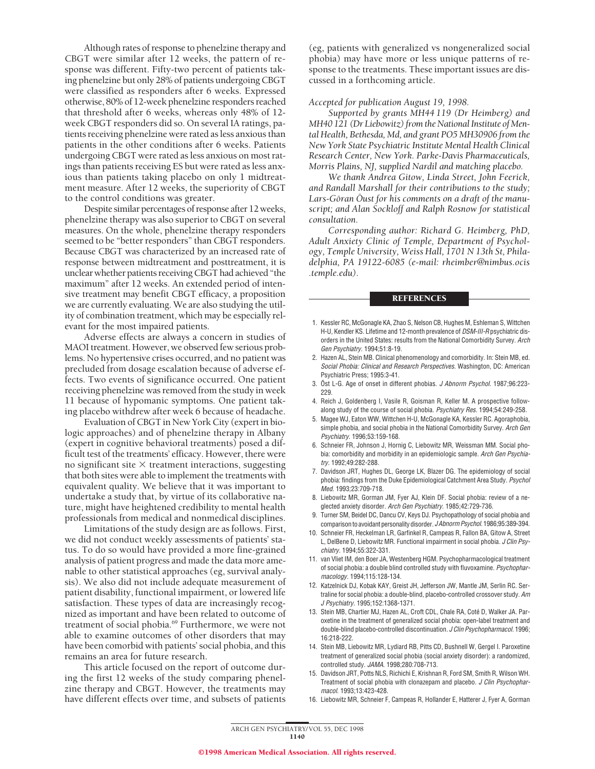Although rates of response to phenelzine therapy and CBGT were similar after 12 weeks, the pattern of response was different. Fifty-two percent of patients taking phenelzine but only 28% of patients undergoing CBGT were classified as responders after 6 weeks. Expressed otherwise, 80% of 12-week phenelzine responders reached that threshold after 6 weeks, whereas only 48% of 12-week CBGT responders did so. On several IA ratings, patients receiving phenelzine were rated as less anxious than patients in the other conditions after 6 weeks. Patients undergoing CBGT were rated as less anxious on most ratings than patients receiving ES but were rated as less anxious than patients taking placebo on only 1 midtreatment measure. After 12 weeks, the superiority of CBGT to the control conditions was greater.

Despite similar percentages of response after 12 weeks, phenelzine therapy was also superior to CBGT on several measures. On the whole, phenelzine therapy responders seemed to be "better responders" than CBGT responders. Because CBGT was characterized by an increased rate of response between midtreatment and posttreatment, it is unclear whether patients receiving CBGT had achieved "the maximum" after 12 weeks. An extended period of intensive treatment may benefit CBGT efficacy, a proposition we are currently evaluating. We are also studying the utility of combination treatment, which may be especially relevant for the most impaired patients.

Adverse effects are always a concern in studies of MAOI treatment. However, we observed few serious problems. No hypertensive crises occurred, and no patient was precluded from dosage escalation because of adverse effects. Two events of significance occurred. One patient receiving phenelzine was removed from the study in week 11 because of hypomanic symptoms. One patient taking placebo withdrew after week 6 because of headache.

Evaluation of CBGT in New York City (expert in biologic approaches) and of phenelzine therapy in Albany (expert in cognitive behavioral treatments) posed a difficult test of the treatments' efficacy. However, there were no significant site × treatment interactions, suggesting that both sites were able to implement the treatments with equivalent quality. We believe that it was important to undertake a study that, by virtue of its collaborative nature, might have heightened credibility to mental health professionals from medical and nonmedical disciplines.

Limitations of the study design are as follows. First, we did not conduct weekly assessments of patients' status. To do so would have provided a more fine-grained analysis of patient progress and made the data more amenable to other statistical approaches (eg, survival analysis). We also did not include adequate measurement of patient disability, functional impairment, or lowered life satisfaction. These types of data are increasingly recognized as important and have been related to outcome of treatment of social phobia.[69] Furthermore, we were not able to examine outcomes of other disorders that may have been comorbid with patients' social phobia, and this remains an area for future research.

This article focused on the report of outcome during the first 12 weeks of the study comparing phenelzine therapy and CBGT. However, the treatments may have different effects over time, and subsets of patients (eg, patients with generalized vs nongeneralized social phobia) may have more or less unique patterns of response to the treatments. These important issues are discussed in a forthcoming article.

*Accepted for publication August 19, 1998.*

*Supported by grants MH44 119 (Dr Heimberg) and MH40 121 (Dr Liebowitz) from the National Institute of Mental Health, Bethesda, Md, and grant PO5 MH30906 from the New York State Psychiatric Institute Mental Health Clinical Research Center, New York. Parke-Davis Pharmaceuticals, Morris Plains, NJ, supplied Nardil and matching placebo.*

*We thank Andrea Gitow, Linda Street, John Feerick, and Randall Marshall for their contributions to the study; Lars-Göran Öust for his comments on a draft of the manuscript; and Alan Sockloff and Ralph Rosnow for statistical consultation.*

*Corresponding author: Richard G. Heimberg, PhD, Adult Anxiety Clinic of Temple, Department of Psychology, Temple University, Weiss Hall, 1701 N 13th St, Philadelphia, PA 19122-6085 (e-mail: rheimber@nimbus.ocis.temple.edu).*

## REFERENCES

1. Kessler RC, McGonagle KA, Zhao S, Nelson CB, Hughes M, Eshleman S, Wittchen H-U, Kendler KS. Lifetime and 12-month prevalence of *DSM-III-R* psychiatric disorders in the United States: results from the National Comorbidity Survey. *Arch Gen Psychiatry*. 1994;51:8-19.
2. Hazen AL, Stein MB. Clinical phenomenology and comorbidity. In: Stein MB, ed. *Social Phobia: Clinical and Research Perspectives*. Washington, DC: American Psychiatric Press; 1995:3-41.
3. Öst L-G. Age of onset in different phobias. *J Abnorm Psychol*. 1987;96:223-229.
4. Reich J, Goldenberg I, Vasile R, Goisman R, Keller M. A prospective follow-along study of the course of social phobia. *Psychiatry Res*. 1994;54:249-258.
5. Magee WJ, Eaton WW, Wittchen H-U, McGonagle KA, Kessler RC. Agoraphobia, simple phobia, and social phobia in the National Comorbidity Survey. *Arch Gen Psychiatry*. 1996;53:159-168.
6. Schneier FR, Johnson J, Hornig C, Liebowitz MR, Weissman MM. Social phobia: comorbidity and morbidity in an epidemiologic sample. *Arch Gen Psychiatry*. 1992;49:282-288.
7. Davidson JRT, Hughes DL, George LK, Blazer DG. The epidemiology of social phobia: findings from the Duke Epidemiological Catchment Area Study. *Psychol Med*. 1993;23:709-718.
8. Liebowitz MR, Gorman JM, Fyer AJ, Klein DF. Social phobia: review of a neglected anxiety disorder. *Arch Gen Psychiatry*. 1985;42:729-736.
9. Turner SM, Beidel DC, Dancu CV, Keys DJ. Psychopathology of social phobia and comparison to avoidant personality disorder. *J Abnorm Psychol*. 1986;95:389-394.
10. Schneier FR, Heckelman LR, Garfinkel R, Campeas R, Fallon BA, Gitow A, Street L, DelBene D, Liebowitz MR. Functional impairment in social phobia. *J Clin Psychiatry*. 1994;55:322-331.
11. van Vliet IM, den Boer JA, Westenberg HGM. Psychopharmacological treatment of social phobia: a double blind controlled study with fluvoxamine. *Psychopharmacology*. 1994;115:128-134.
12. Katzelnick DJ, Kobak KAY, Greist JH, Jefferson JW, Mantle JM, Serlin RC. Sertraline for social phobia: a double-blind, placebo-controlled crossover study. *Am J Psychiatry*. 1995;152:1368-1371.
13. Stein MB, Chartier MJ, Hazen AL, Croft CDL, Chale RA, Coté D, Walker JA. Paroxetine in the treatment of generalized social phobia: open-label treatment and double-blind placebo-controlled discontinuation. *J Clin Psychopharmacol*. 1996;16:218-222.
14. Stein MB, Liebowitz MR, Lydiard RB, Pitts CD, Bushnell W, Gergel I. Paroxetine treatment of generalized social phobia (social anxiety disorder): a randomized, controlled study. *JAMA*. 1998;280:708-713.
15. Davidson JRT, Potts NLS, Richichi E, Krishnan R, Ford SM, Smith R, Wilson WH. Treatment of social phobia with clonazepam and placebo. *J Clin Psychopharmacol*. 1993;13:423-428.
16. Liebowitz MR, Schneier F, Campeas R, Hollander E, Hatterer J, Fyer A, Gorman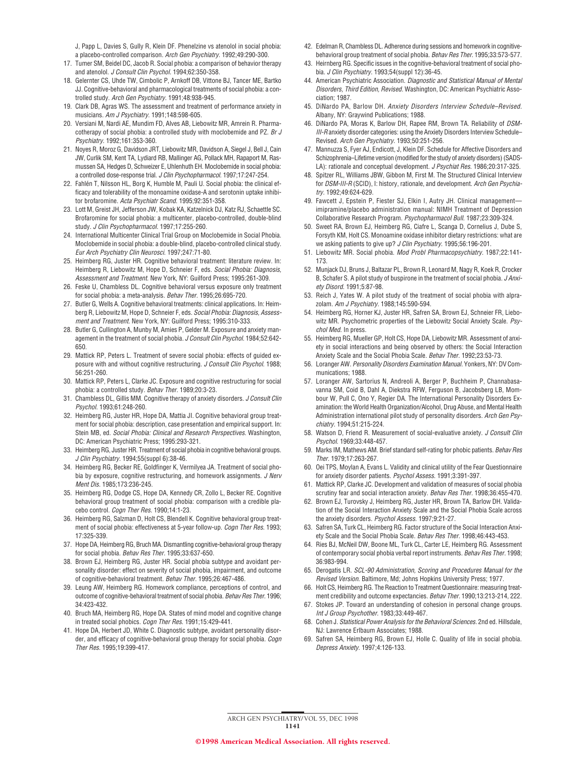J, Papp L, Davies S, Gully R, Klein DF. Phenelzine vs atenolol in social phobia: a placebo-controlled comparison. *Arch Gen Psychiatry.* 1992;49:290-300.

17. Turner SM, Beidel DC, Jacob R. Social phobia: a comparison of behavior therapy and atenolol. *J Consult Clin Psychol.* 1994;62:350-358.
18. Gelernter CS, Uhde TW, Cimbolic P, Arnkoff DB, Vittone BJ, Tancer ME, Bartko JJ. Cognitive-behavioral and pharmacological treatments of social phobia: a controlled study. *Arch Gen Psychiatry.* 1991;48:938-945.
19. Clark DB, Agras WS. The assessment and treatment of performance anxiety in musicians. *Am J Psychiatry.* 1991;148:598-605.
20. Versiani M, Nardi AE, Mundim FD, Alves AB, Liebowitz MR, Amrein R. Pharmacotherapy of social phobia: a controlled study with moclobemide and PZ. *Br J Psychiatry.* 1992;161:353-360.
21. Noyes R, Moroz G, Davidson JRT, Liebowitz MR, Davidson A, Siegel J, Bell J, Cain JW, Curlik SM, Kent TA, Lydiard RB, Mallinger AG, Pollack MH, Rapaport M, Rasmussen SA, Hedges D, Schweizer E, Uhlenhuth EH. Moclobemide in social phobia: a controlled dose-response trial. *J Clin Psychopharmacol.* 1997;17:247-254.
22. Fahlén T, Nilsson HL, Borg K, Humble M, Pauli U. Social phobia: the clinical efficacy and tolerability of the monoamine oxidase-A and serotonin uptake inhibitor brofaromine. *Acta Psychiatr Scand.* 1995;92:351-358.
23. Lott M, Greist JH, Jefferson JW, Kobak KA, Katzelnick DJ, Katz RJ, Schaettle SC. Brofaromine for social phobia: a multicenter, placebo-controlled, double-blind study. *J Clin Psychopharmacol.* 1997;17:255-260.
24. International Multicenter Clinical Trial Group on Moclobemide in Social Phobia. Moclobemide in social phobia: a double-blind, placebo-controlled clinical study. *Eur Arch Psychiatry Clin Neurosci.* 1997;247:71-80.
25. Heimberg RG, Juster HR. Cognitive behavioral treatment: literature review. In: Heimberg R, Liebowitz M, Hope D, Schneier F, eds. *Social Phobia: Diagnosis, Assessment and Treatment.* New York, NY: Guilford Press; 1995:261-309.
26. Feske U, Chambless DL. Cognitive behavioral versus exposure only treatment for social phobia: a meta-analysis. *Behav Ther.* 1995;26:695-720.
27. Butler G, Wells A. Cognitive behavioral treatments: clinical applications. In: Heimberg R, Liebowitz M, Hope D, Schneier F, eds. *Social Phobia: Diagnosis, Assessment and Treatment.* New York, NY: Guilford Press; 1995:310-333.
28. Butler G, Cullington A, Munby M, Amies P, Gelder M. Exposure and anxiety management in the treatment of social phobia. *J Consult Clin Psychol.* 1984;52:642-650.
29. Mattick RP, Peters L. Treatment of severe social phobia: effects of guided exposure with and without cognitive restructuring. *J Consult Clin Psychol.* 1988; 56:251-260.
30. Mattick RP, Peters L, Clarke JC. Exposure and cognitive restructuring for social phobia: a controlled study. *Behav Ther.* 1989;20:3-23.
31. Chambless DL, Gillis MM. Cognitive therapy of anxiety disorders. *J Consult Clin Psychol.* 1993;61:248-260.
32. Heimberg RG, Juster HR, Hope DA, Mattia JI. Cognitive behavioral group treatment for social phobia: description, case presentation and empirical support. In: Stein MB, ed. *Social Phobia: Clinical and Research Perspectives.* Washington, DC: American Psychiatric Press; 1995:293-321.
33. Heimberg RG, Juster HR. Treatment of social phobia in cognitive behavioral groups. *J Clin Psychiatry.* 1994;55(suppl 6):38-46.
34. Heimberg RG, Becker RE, Goldfinger K, Vermilyea JA. Treatment of social phobia by exposure, cognitive restructuring, and homework assignments. *J Nerv Ment Dis.* 1985;173:236-245.
35. Heimberg RG, Dodge CS, Hope DA, Kennedy CR, Zollo L, Becker RE. Cognitive behavioral group treatment of social phobia: comparison with a credible placebo control. *Cogn Ther Res.* 1990;14:1-23.
36. Heimberg RG, Salzman D, Holt CS, Blendell K. Cognitive behavioral group treatment of social phobia: effectiveness at 5-year follow-up. *Cogn Ther Res.* 1993; 17:325-339.
37. Hope DA, Heimberg RG, Bruch MA. Dismantling cognitive-behavioral group therapy for social phobia. *Behav Res Ther.* 1995;33:637-650.
38. Brown EJ, Heimberg RG, Juster HR. Social phobia subtype and avoidant personality disorder: effect on severity of social phobia, impairment, and outcome of cognitive-behavioral treatment. *Behav Ther.* 1995;26:467-486.
39. Leung AW, Heimberg RG. Homework compliance, perceptions of control, and outcome of cognitive-behavioral treatment of social phobia. *Behav Res Ther.* 1996; 34:423-432.
40. Bruch MA, Heimberg RG, Hope DA. States of mind model and cognitive change in treated social phobics. *Cogn Ther Res.* 1991;15:429-441.
41. Hope DA, Herbert JD, White C. Diagnostic subtype, avoidant personality disorder, and efficacy of cognitive-behavioral group therapy for social phobia. *Cogn Ther Res.* 1995;19:399-417.
42. Edelman R, Chambless DL. Adherence during sessions and homework in cognitive-behavioral group treatment of social phobia. *Behav Res Ther.* 1995;33:573-577.
43. Heirnberg RG. Specific issues in the cognitive-behavioral treatment of social phobia. *J Clin Psychiatry.* 1993;54(suppl 12):36-45.
44. American Psychiatric Association. *Diagnostic and Statistical Manual of Mental Disorders, Third Edition, Revised.* Washington, DC: American Psychiatric Association; 1987.
45. DiNardo PA, Barlow DH. *Anxiety Disorders Interview Schedule–Revised.* Albany, NY: Graywind Publications; 1988.
46. DiNardo PA, Moras K, Barlow DH, Rapee RM, Brown TA. Reliability of *DSM-III-R* anxiety disorder categories: using the Anxiety Disorders Interview Schedule–Revised. *Arch Gen Psychiatry.* 1993;50:251-256.
47. Mannuzza S, Fyer AJ, Endicott, J, Klein DF. Schedule for Affective Disorders and Schizophrenia–Lifetime version (modified for the study of anxiety disorders) (SADS-LA): rationale and conceptual development. *J Psychiat Res.* 1986;20:317-325.
48. Spitzer RL, Williams JBW, Gibbon M, First M. The Structured Clinical Interview for *DSM-III-R* (SCID), I: history, rationale, and development. *Arch Gen Psychiatry.* 1992;49:624-629.
49. Fawcett J, Epstein P, Fiester SJ, Elkin I, Autry JH. Clinical management—imipramine/placebo administration manual: NIMH Treatment of Depression Collaborative Research Program. *Psychopharmacol Bull.* 1987;23:309-324.
50. Sweet RA, Brown EJ, Heimberg RG, Ciafre L, Scanga D, Cornelius J, Dube S, Forsyth KM, Holt CS. Monoamine oxidase inhibitor dietary restrictions: what are we asking patients to give up? *J Clin Psychiatry.* 1995;56:196-201.
51. Liebowitz MR. Social phobia. *Mod Probl Pharmacopsychiatry.* 1987;22:141-173.
52. Munjack DJ, Bruns J, Baltazar PL, Brown R, Leonard M, Nagy R, Koek R, Crocker B, Schafer S. A pilot study of buspirone in the treatment of social phobia. *J Anxiety Disord.* 1991;5:87-98.
53. Reich J, Yates W. A pilot study of the treatment of social phobia with alprazolam. *Am J Psychiatry.* 1988;145:590-594.
54. Heimberg RG, Horner KJ, Juster HR, Safren SA, Brown EJ, Schneier FR, Liebowitz MR. Psychometric properties of the Liebowitz Social Anxiety Scale. *Psychol Med.* In press.
55. Heimberg RG, Mueller GP, Holt CS, Hope DA, Liebowitz MR. Assessment of anxiety in social interactions and being observed by others: the Social Interaction Anxiety Scale and the Social Phobia Scale. *Behav Ther.* 1992;23:53-73.
56. Loranger AW. *Personality Disorders Examination Manual.* Yonkers, NY: DV Communications; 1988.
57. Loranger AW, Sartorius N, Andreoli A, Berger P, Buchheim P, Channabasavanna SM, Coid B, Dahl A, Diekstra RFW, Ferguson B, Jacobsberg LB, Mombour W, Pull C, Ono Y, Regier DA. The International Personality Disorders Examination: the World Health Organization/Alcohol, Drug Abuse, and Mental Health Administration international pilot study of personality disorders. *Arch Gen Psychiatry.* 1994;51:215-224.
58. Watson D, Friend R. Measurement of social-evaluative anxiety. *J Consult Clin Psychol.* 1969;33:448-457.
59. Marks IM, Mathews AM. Brief standard self-rating for phobic patients. *Behav Res Ther.* 1979;17:263-267.
60. Oei TPS, Moylan A, Evans L. Validity and clinical utility of the Fear Questionnaire for anxiety disorder patients. *Psychol Assess.* 1991;3:391-397.
61. Mattick RP, Clarke JC. Development and validation of measures of social phobia scrutiny fear and social interaction anxiety. *Behav Res Ther.* 1998;36:455-470.
62. Brown EJ, Turovsky J, Heimberg RG, Juster HR, Brown TA, Barlow DH. Validation of the Social Interaction Anxiety Scale and the Social Phobia Scale across the anxiety disorders. *Psychol Assess.* 1997;9:21-27.
63. Safren SA, Turk CL, Heimberg RG. Factor structure of the Social Interaction Anxiety Scale and the Social Phobia Scale. *Behav Res Ther.* 1998;46:443-453.
64. Ries BJ, McNeil DW, Boone ML, Turk CL, Carter LE, Heimberg RG. Assessment of contemporary social phobia verbal report instruments. *Behav Res Ther.* 1998; 36:983-994.
65. Derogatis LR. *SCL-90 Administration, Scoring and Procedures Manual for the Revised Version.* Baltimore, Md; Johns Hopkins University Press; 1977.
66. Holt CS, Heimberg RG. The Reaction to Treatment Questionnaire: measuring treatment credibility and outcome expectancies. *Behav Ther.* 1990;13:213-214, 222.
67. Stokes JP. Toward an understanding of cohesion in personal change groups. *Int J Group Psychother.* 1983;33:449-467.
68. Cohen J. *Statistical Power Analysis for the Behavioral Sciences.* 2nd ed. Hillsdale, NJ: Lawrence Erlbaum Associates; 1988.
69. Safren SA, Heimberg RG, Brown EJ, Holle C. Quality of life in social phobia. *Depress Anxiety.* 1997;4:126-133.